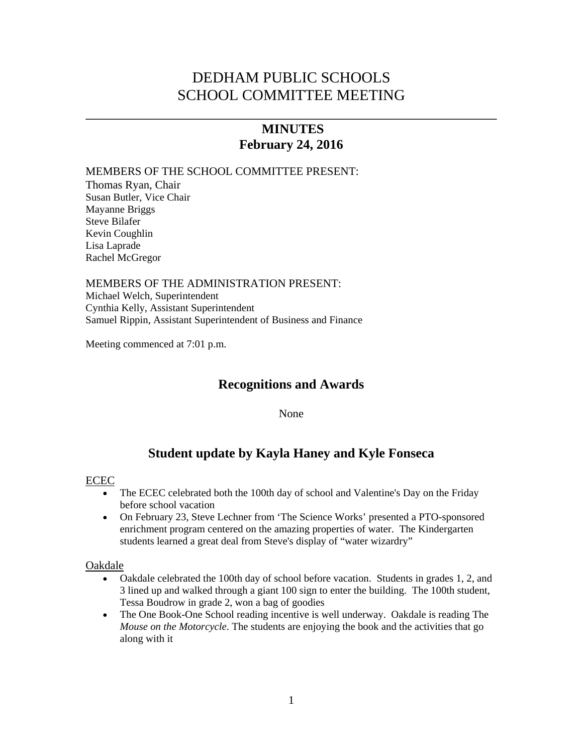# DEDHAM PUBLIC SCHOOLS
# SCHOOL COMMITTEE MEETING

---

## MINUTES
## February 24, 2016

MEMBERS OF THE SCHOOL COMMITTEE PRESENT:
Thomas Ryan, Chair
Susan Butler, Vice Chair
Mayanne Briggs
Steve Bilafer
Kevin Coughlin
Lisa Laprade
Rachel McGregor

MEMBERS OF THE ADMINISTRATION PRESENT:
Michael Welch, Superintendent
Cynthia Kelly, Assistant Superintendent
Samuel Rippin, Assistant Superintendent of Business and Finance

Meeting commenced at 7:01 p.m.

## Recognitions and Awards

None

## Student update by Kayla Haney and Kyle Fonseca

ECEC

- The ECEC celebrated both the 100th day of school and Valentine's Day on the Friday before school vacation
- On February 23, Steve Lechner from 'The Science Works' presented a PTO-sponsored enrichment program centered on the amazing properties of water. The Kindergarten students learned a great deal from Steve's display of "water wizardry"

Oakdale

- Oakdale celebrated the 100th day of school before vacation. Students in grades 1, 2, and 3 lined up and walked through a giant 100 sign to enter the building. The 100th student, Tessa Boudrow in grade 2, won a bag of goodies
- The One Book-One School reading incentive is well underway. Oakdale is reading The *Mouse on the Motorcycle*. The students are enjoying the book and the activities that go along with it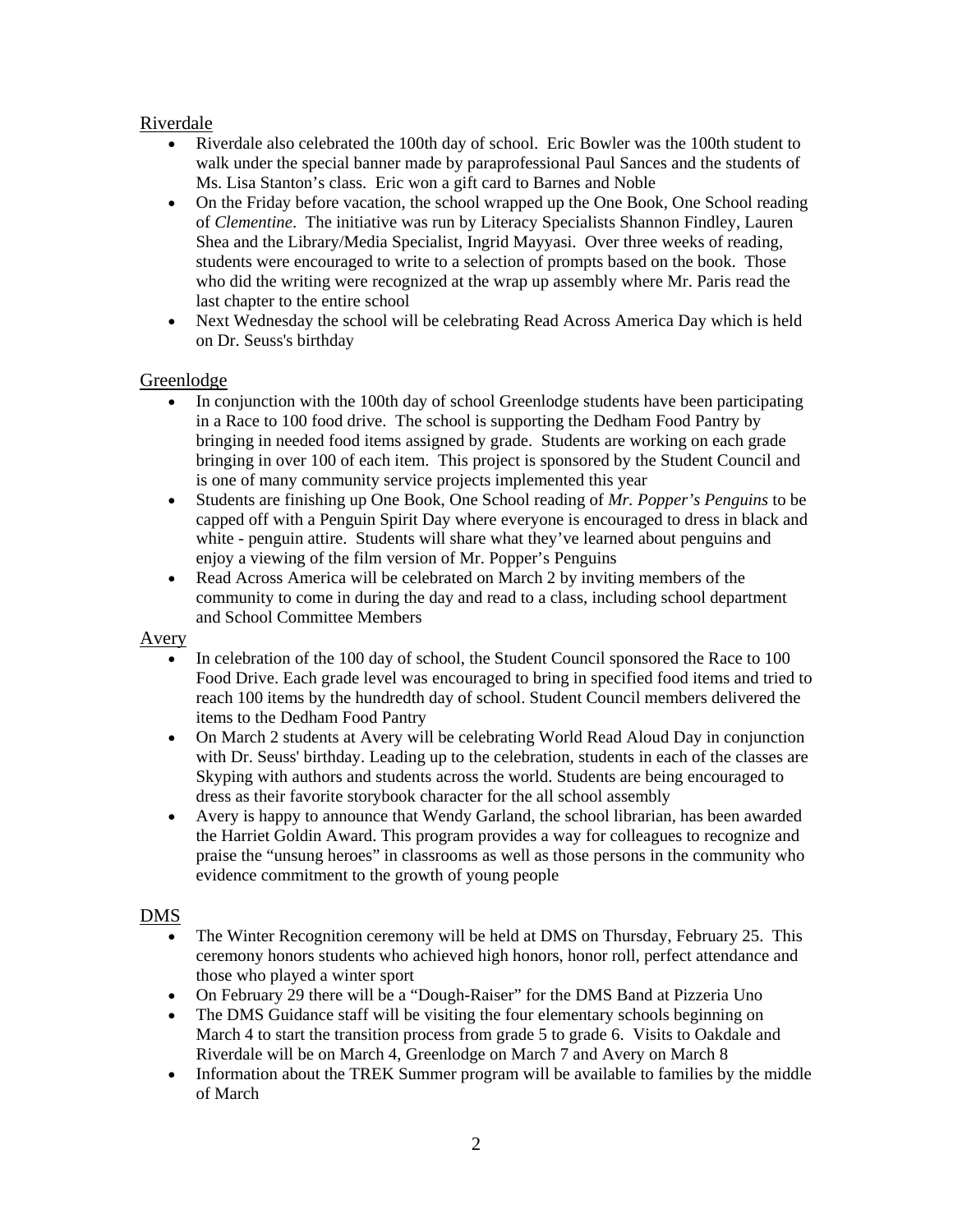## Riverdale

- Riverdale also celebrated the 100th day of school. Eric Bowler was the 100th student to walk under the special banner made by paraprofessional Paul Sances and the students of Ms. Lisa Stanton's class. Eric won a gift card to Barnes and Noble
- On the Friday before vacation, the school wrapped up the One Book, One School reading of *Clementine*. The initiative was run by Literacy Specialists Shannon Findley, Lauren Shea and the Library/Media Specialist, Ingrid Mayyasi. Over three weeks of reading, students were encouraged to write to a selection of prompts based on the book. Those who did the writing were recognized at the wrap up assembly where Mr. Paris read the last chapter to the entire school
- Next Wednesday the school will be celebrating Read Across America Day which is held on Dr. Seuss's birthday

## Greenlodge

- In conjunction with the 100th day of school Greenlodge students have been participating in a Race to 100 food drive. The school is supporting the Dedham Food Pantry by bringing in needed food items assigned by grade. Students are working on each grade bringing in over 100 of each item. This project is sponsored by the Student Council and is one of many community service projects implemented this year
- Students are finishing up One Book, One School reading of *Mr. Popper's Penguins* to be capped off with a Penguin Spirit Day where everyone is encouraged to dress in black and white - penguin attire. Students will share what they've learned about penguins and enjoy a viewing of the film version of Mr. Popper's Penguins
- Read Across America will be celebrated on March 2 by inviting members of the community to come in during the day and read to a class, including school department and School Committee Members

## Avery

- In celebration of the 100 day of school, the Student Council sponsored the Race to 100 Food Drive. Each grade level was encouraged to bring in specified food items and tried to reach 100 items by the hundredth day of school. Student Council members delivered the items to the Dedham Food Pantry
- On March 2 students at Avery will be celebrating World Read Aloud Day in conjunction with Dr. Seuss' birthday. Leading up to the celebration, students in each of the classes are Skyping with authors and students across the world. Students are being encouraged to dress as their favorite storybook character for the all school assembly
- Avery is happy to announce that Wendy Garland, the school librarian, has been awarded the Harriet Goldin Award. This program provides a way for colleagues to recognize and praise the "unsung heroes" in classrooms as well as those persons in the community who evidence commitment to the growth of young people

## DMS

- The Winter Recognition ceremony will be held at DMS on Thursday, February 25. This ceremony honors students who achieved high honors, honor roll, perfect attendance and those who played a winter sport
- On February 29 there will be a "Dough-Raiser" for the DMS Band at Pizzeria Uno
- The DMS Guidance staff will be visiting the four elementary schools beginning on March 4 to start the transition process from grade 5 to grade 6. Visits to Oakdale and Riverdale will be on March 4, Greenlodge on March 7 and Avery on March 8
- Information about the TREK Summer program will be available to families by the middle of March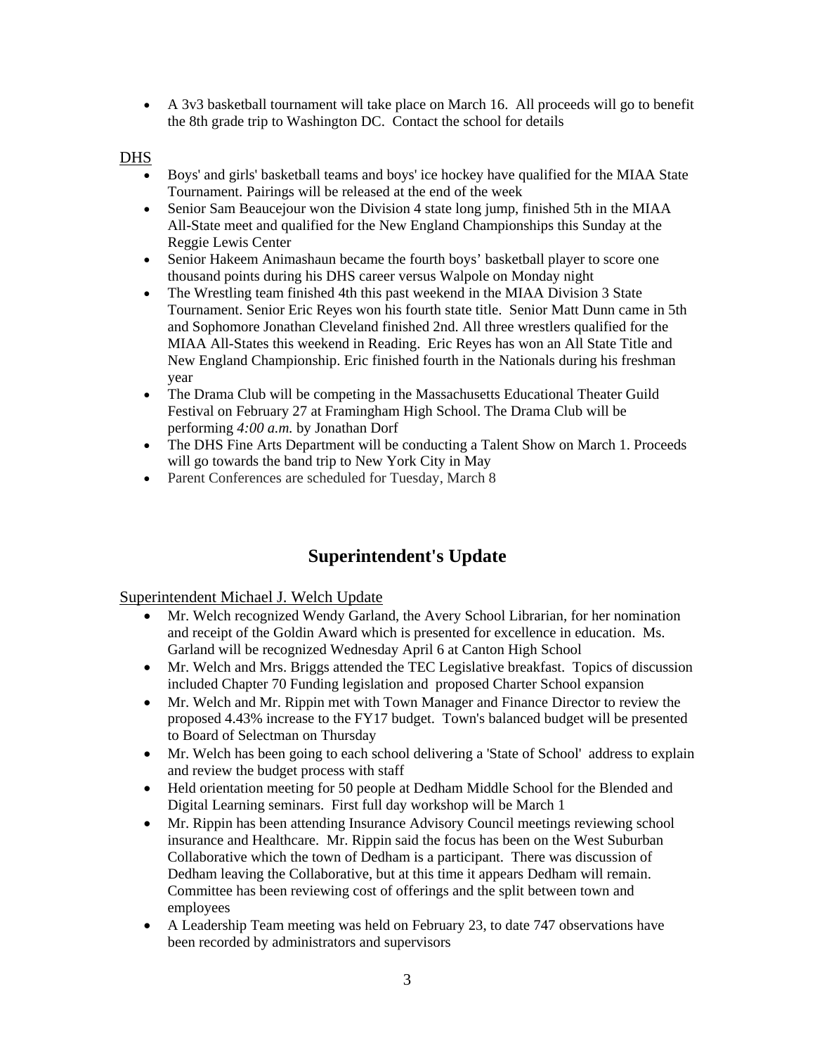- A 3v3 basketball tournament will take place on March 16. All proceeds will go to benefit the 8th grade trip to Washington DC. Contact the school for details

<u>DHS</u>

- Boys' and girls' basketball teams and boys' ice hockey have qualified for the MIAA State Tournament. Pairings will be released at the end of the week
- Senior Sam Beaucejour won the Division 4 state long jump, finished 5th in the MIAA All-State meet and qualified for the New England Championships this Sunday at the Reggie Lewis Center
- Senior Hakeem Animashaun became the fourth boys' basketball player to score one thousand points during his DHS career versus Walpole on Monday night
- The Wrestling team finished 4th this past weekend in the MIAA Division 3 State Tournament. Senior Eric Reyes won his fourth state title. Senior Matt Dunn came in 5th and Sophomore Jonathan Cleveland finished 2nd. All three wrestlers qualified for the MIAA All-States this weekend in Reading. Eric Reyes has won an All State Title and New England Championship. Eric finished fourth in the Nationals during his freshman year
- The Drama Club will be competing in the Massachusetts Educational Theater Guild Festival on February 27 at Framingham High School. The Drama Club will be performing *4:00 a.m.* by Jonathan Dorf
- The DHS Fine Arts Department will be conducting a Talent Show on March 1. Proceeds will go towards the band trip to New York City in May
- Parent Conferences are scheduled for Tuesday, March 8

## Superintendent's Update

<u>Superintendent Michael J. Welch Update</u>

- Mr. Welch recognized Wendy Garland, the Avery School Librarian, for her nomination and receipt of the Goldin Award which is presented for excellence in education. Ms. Garland will be recognized Wednesday April 6 at Canton High School
- Mr. Welch and Mrs. Briggs attended the TEC Legislative breakfast. Topics of discussion included Chapter 70 Funding legislation and proposed Charter School expansion
- Mr. Welch and Mr. Rippin met with Town Manager and Finance Director to review the proposed 4.43% increase to the FY17 budget. Town's balanced budget will be presented to Board of Selectman on Thursday
- Mr. Welch has been going to each school delivering a 'State of School' address to explain and review the budget process with staff
- Held orientation meeting for 50 people at Dedham Middle School for the Blended and Digital Learning seminars. First full day workshop will be March 1
- Mr. Rippin has been attending Insurance Advisory Council meetings reviewing school insurance and Healthcare. Mr. Rippin said the focus has been on the West Suburban Collaborative which the town of Dedham is a participant. There was discussion of Dedham leaving the Collaborative, but at this time it appears Dedham will remain. Committee has been reviewing cost of offerings and the split between town and employees
- A Leadership Team meeting was held on February 23, to date 747 observations have been recorded by administrators and supervisors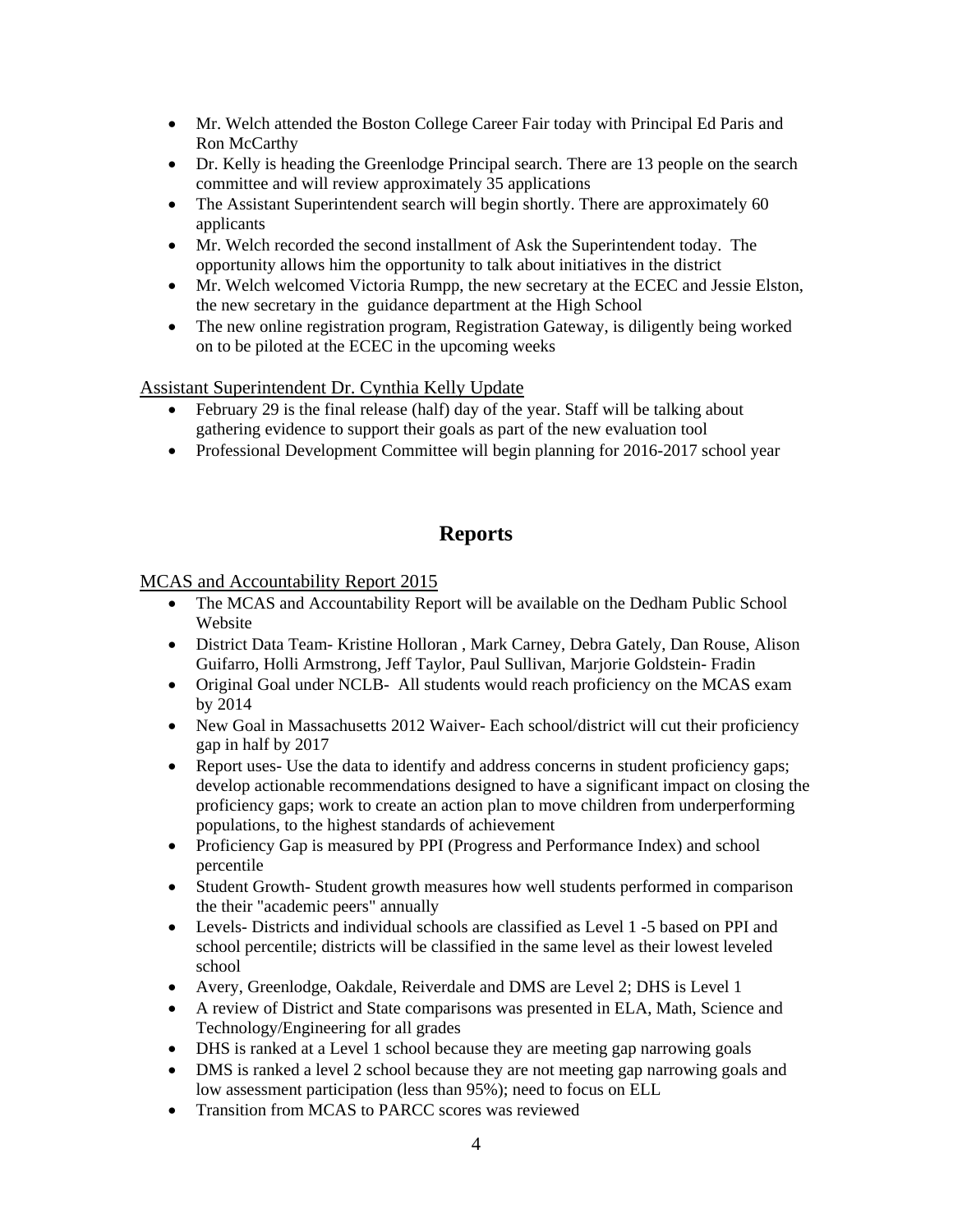- Mr. Welch attended the Boston College Career Fair today with Principal Ed Paris and Ron McCarthy
- Dr. Kelly is heading the Greenlodge Principal search. There are 13 people on the search committee and will review approximately 35 applications
- The Assistant Superintendent search will begin shortly. There are approximately 60 applicants
- Mr. Welch recorded the second installment of Ask the Superintendent today. The opportunity allows him the opportunity to talk about initiatives in the district
- Mr. Welch welcomed Victoria Rumpp, the new secretary at the ECEC and Jessie Elston, the new secretary in the guidance department at the High School
- The new online registration program, Registration Gateway, is diligently being worked on to be piloted at the ECEC in the upcoming weeks

<u>Assistant Superintendent Dr. Cynthia Kelly Update</u>

- February 29 is the final release (half) day of the year. Staff will be talking about gathering evidence to support their goals as part of the new evaluation tool
- Professional Development Committee will begin planning for 2016-2017 school year

## Reports

<u>MCAS and Accountability Report 2015</u>

- The MCAS and Accountability Report will be available on the Dedham Public School Website
- District Data Team- Kristine Holloran , Mark Carney, Debra Gately, Dan Rouse, Alison Guifarro, Holli Armstrong, Jeff Taylor, Paul Sullivan, Marjorie Goldstein- Fradin
- Original Goal under NCLB- All students would reach proficiency on the MCAS exam by 2014
- New Goal in Massachusetts 2012 Waiver- Each school/district will cut their proficiency gap in half by 2017
- Report uses- Use the data to identify and address concerns in student proficiency gaps; develop actionable recommendations designed to have a significant impact on closing the proficiency gaps; work to create an action plan to move children from underperforming populations, to the highest standards of achievement
- Proficiency Gap is measured by PPI (Progress and Performance Index) and school percentile
- Student Growth- Student growth measures how well students performed in comparison the their "academic peers" annually
- Levels- Districts and individual schools are classified as Level 1 -5 based on PPI and school percentile; districts will be classified in the same level as their lowest leveled school
- Avery, Greenlodge, Oakdale, Reiverdale and DMS are Level 2; DHS is Level 1
- A review of District and State comparisons was presented in ELA, Math, Science and Technology/Engineering for all grades
- DHS is ranked at a Level 1 school because they are meeting gap narrowing goals
- DMS is ranked a level 2 school because they are not meeting gap narrowing goals and low assessment participation (less than 95%); need to focus on ELL
- Transition from MCAS to PARCC scores was reviewed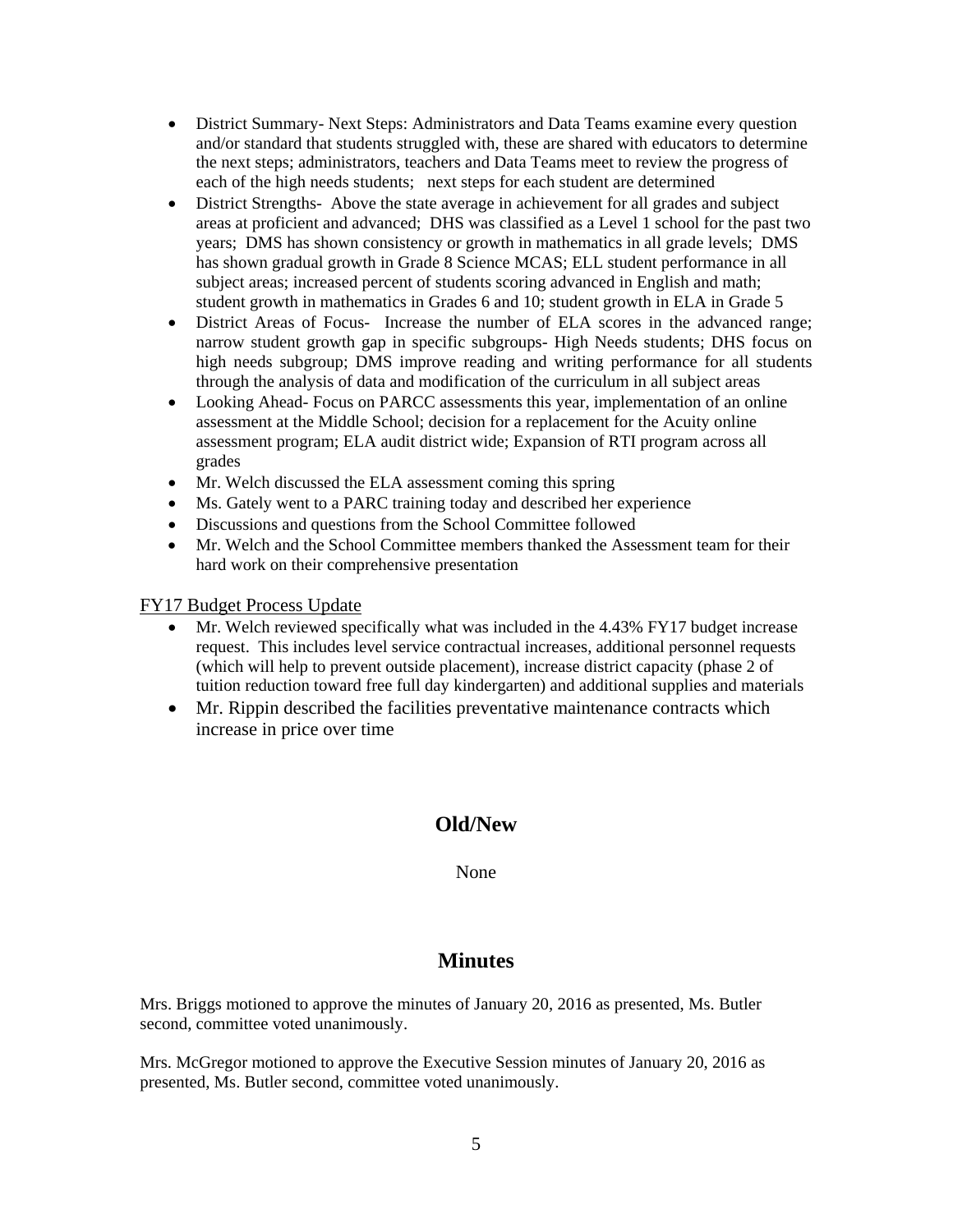- District Summary- Next Steps: Administrators and Data Teams examine every question and/or standard that students struggled with, these are shared with educators to determine the next steps; administrators, teachers and Data Teams meet to review the progress of each of the high needs students; next steps for each student are determined
- District Strengths- Above the state average in achievement for all grades and subject areas at proficient and advanced; DHS was classified as a Level 1 school for the past two years; DMS has shown consistency or growth in mathematics in all grade levels; DMS has shown gradual growth in Grade 8 Science MCAS; ELL student performance in all subject areas; increased percent of students scoring advanced in English and math; student growth in mathematics in Grades 6 and 10; student growth in ELA in Grade 5
- District Areas of Focus- Increase the number of ELA scores in the advanced range; narrow student growth gap in specific subgroups- High Needs students; DHS focus on high needs subgroup; DMS improve reading and writing performance for all students through the analysis of data and modification of the curriculum in all subject areas
- Looking Ahead- Focus on PARCC assessments this year, implementation of an online assessment at the Middle School; decision for a replacement for the Acuity online assessment program; ELA audit district wide; Expansion of RTI program across all grades
- Mr. Welch discussed the ELA assessment coming this spring
- Ms. Gately went to a PARC training today and described her experience
- Discussions and questions from the School Committee followed
- Mr. Welch and the School Committee members thanked the Assessment team for their hard work on their comprehensive presentation

FY17 Budget Process Update

- Mr. Welch reviewed specifically what was included in the 4.43% FY17 budget increase request. This includes level service contractual increases, additional personnel requests (which will help to prevent outside placement), increase district capacity (phase 2 of tuition reduction toward free full day kindergarten) and additional supplies and materials
- Mr. Rippin described the facilities preventative maintenance contracts which increase in price over time

## Old/New

None

## Minutes

Mrs. Briggs motioned to approve the minutes of January 20, 2016 as presented, Ms. Butler second, committee voted unanimously.

Mrs. McGregor motioned to approve the Executive Session minutes of January 20, 2016 as presented, Ms. Butler second, committee voted unanimously.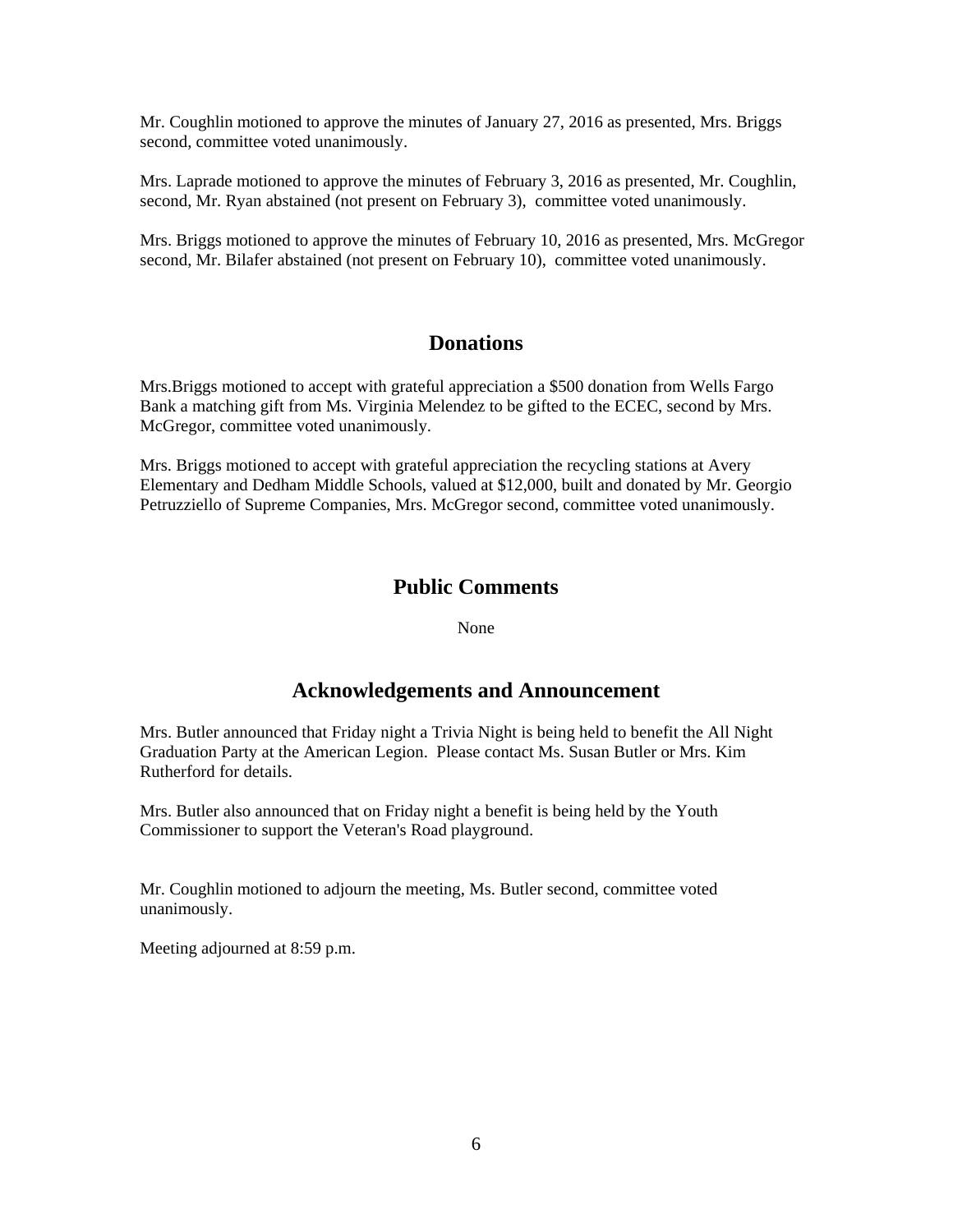Mr. Coughlin motioned to approve the minutes of January 27, 2016 as presented, Mrs. Briggs second, committee voted unanimously.

Mrs. Laprade motioned to approve the minutes of February 3, 2016 as presented, Mr. Coughlin, second, Mr. Ryan abstained (not present on February 3), committee voted unanimously.

Mrs. Briggs motioned to approve the minutes of February 10, 2016 as presented, Mrs. McGregor second, Mr. Bilafer abstained (not present on February 10), committee voted unanimously.

## Donations

Mrs.Briggs motioned to accept with grateful appreciation a $500 donation from Wells Fargo Bank a matching gift from Ms. Virginia Melendez to be gifted to the ECEC, second by Mrs. McGregor, committee voted unanimously.

Mrs. Briggs motioned to accept with grateful appreciation the recycling stations at Avery Elementary and Dedham Middle Schools, valued at $12,000, built and donated by Mr. Georgio Petruzziello of Supreme Companies, Mrs. McGregor second, committee voted unanimously.

## Public Comments

None

## Acknowledgements and Announcement

Mrs. Butler announced that Friday night a Trivia Night is being held to benefit the All Night Graduation Party at the American Legion. Please contact Ms. Susan Butler or Mrs. Kim Rutherford for details.

Mrs. Butler also announced that on Friday night a benefit is being held by the Youth Commissioner to support the Veteran's Road playground.

Mr. Coughlin motioned to adjourn the meeting, Ms. Butler second, committee voted unanimously.

Meeting adjourned at 8:59 p.m.